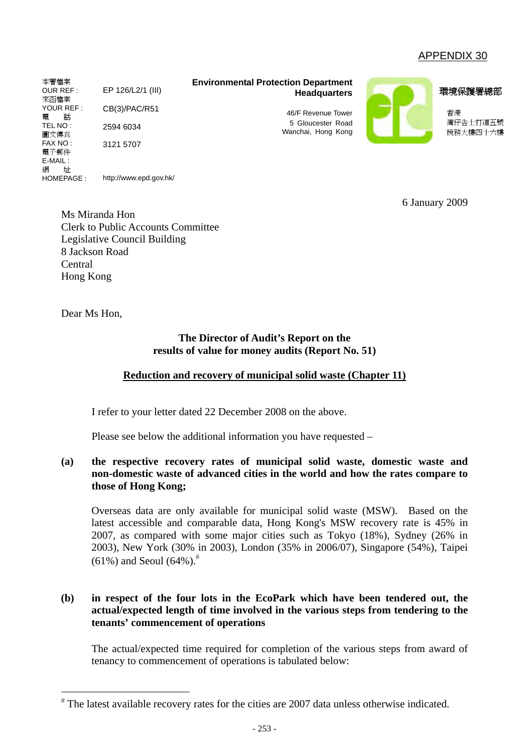APPENDIX 30

| 本署檔案 OUR REF : | EP 126/L2/1 (III) |
|---|---|
| 來函檔案 YOUR REF : | CB(3)/PAC/R51 |
| 電話 TEL NO : | 2594 6034 |
| 圖文傳真 FAX NO : | 3121 5707 |
| 電子郵件 E-MAIL : | |
| 網址 HOMEPAGE : | http://www.epd.gov.hk/ |

**Environmental Protection Department Headquarters**

46/F Revenue Tower
5 Gloucester Road
Wanchai, Hong Kong

**環境保護署總部**

香港
灣仔告士打道五號
稅務大樓四十六樓

6 January 2009

Ms Miranda Hon
Clerk to Public Accounts Committee
Legislative Council Building
8 Jackson Road
Central
Hong Kong

Dear Ms Hon,

**The Director of Audit's Report on the results of value for money audits (Report No. 51)**

**Reduction and recovery of municipal solid waste (Chapter 11)**

I refer to your letter dated 22 December 2008 on the above.

Please see below the additional information you have requested –

**(a) the respective recovery rates of municipal solid waste, domestic waste and non-domestic waste of advanced cities in the world and how the rates compare to those of Hong Kong;**

Overseas data are only available for municipal solid waste (MSW). Based on the latest accessible and comparable data, Hong Kong's MSW recovery rate is 45% in 2007, as compared with some major cities such as Tokyo (18%), Sydney (26% in 2003), New York (30% in 2003), London (35% in 2006/07), Singapore (54%), Taipei (61%) and Seoul (64%).[#]

**(b) in respect of the four lots in the EcoPark which have been tendered out, the actual/expected length of time involved in the various steps from tendering to the tenants' commencement of operations**

The actual/expected time required for completion of the various steps from award of tenancy to commencement of operations is tabulated below:

[#] The latest available recovery rates for the cities are 2007 data unless otherwise indicated.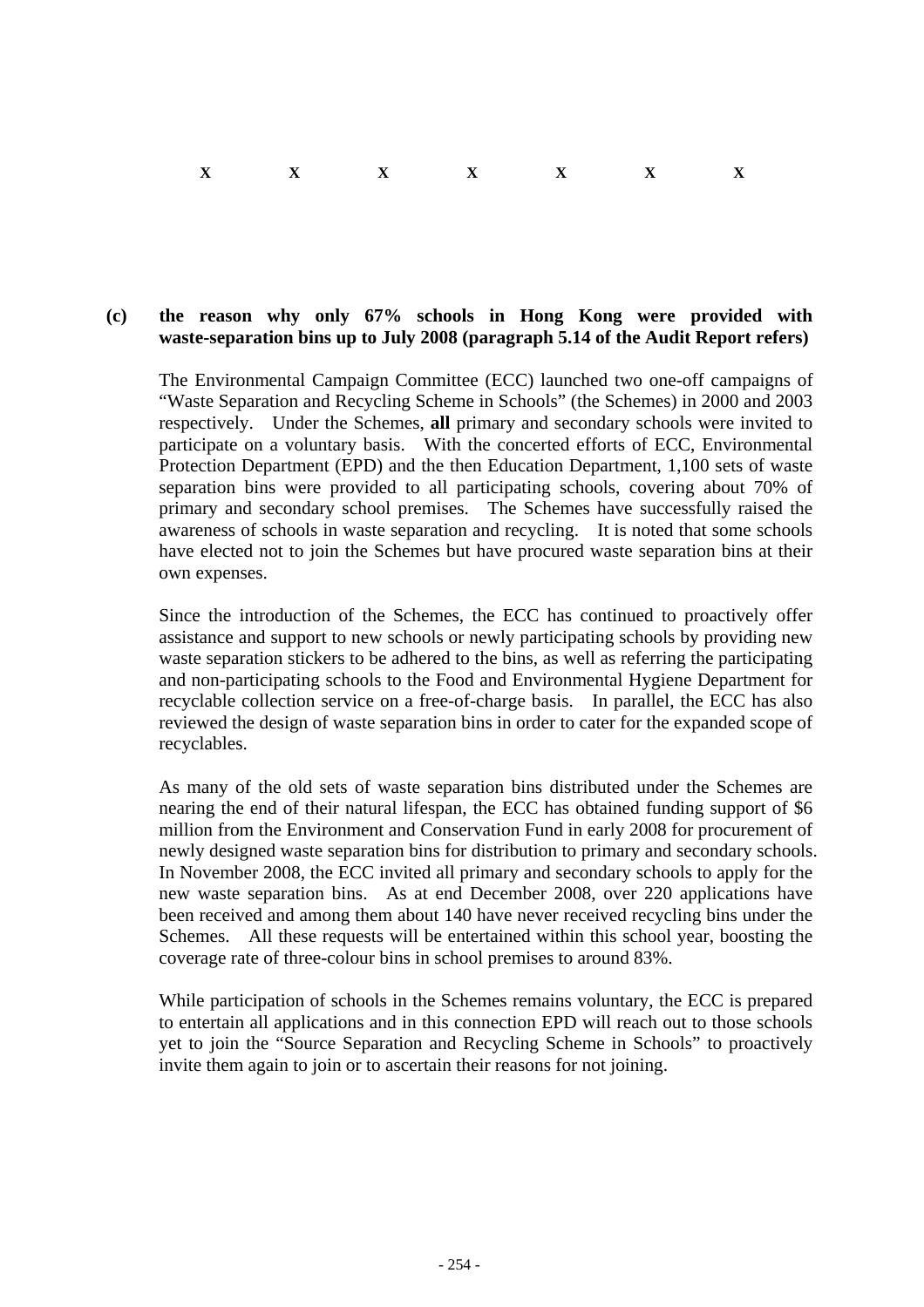x x x x x x x

**(c) the reason why only 67% schools in Hong Kong were provided with waste-separation bins up to July 2008 (paragraph 5.14 of the Audit Report refers)**

The Environmental Campaign Committee (ECC) launched two one-off campaigns of "Waste Separation and Recycling Scheme in Schools" (the Schemes) in 2000 and 2003 respectively. Under the Schemes, **all** primary and secondary schools were invited to participate on a voluntary basis. With the concerted efforts of ECC, Environmental Protection Department (EPD) and the then Education Department, 1,100 sets of waste separation bins were provided to all participating schools, covering about 70% of primary and secondary school premises. The Schemes have successfully raised the awareness of schools in waste separation and recycling. It is noted that some schools have elected not to join the Schemes but have procured waste separation bins at their own expenses.

Since the introduction of the Schemes, the ECC has continued to proactively offer assistance and support to new schools or newly participating schools by providing new waste separation stickers to be adhered to the bins, as well as referring the participating and non-participating schools to the Food and Environmental Hygiene Department for recyclable collection service on a free-of-charge basis. In parallel, the ECC has also reviewed the design of waste separation bins in order to cater for the expanded scope of recyclables.

As many of the old sets of waste separation bins distributed under the Schemes are nearing the end of their natural lifespan, the ECC has obtained funding support of $6 million from the Environment and Conservation Fund in early 2008 for procurement of newly designed waste separation bins for distribution to primary and secondary schools. In November 2008, the ECC invited all primary and secondary schools to apply for the new waste separation bins. As at end December 2008, over 220 applications have been received and among them about 140 have never received recycling bins under the Schemes. All these requests will be entertained within this school year, boosting the coverage rate of three-colour bins in school premises to around 83%.

While participation of schools in the Schemes remains voluntary, the ECC is prepared to entertain all applications and in this connection EPD will reach out to those schools yet to join the "Source Separation and Recycling Scheme in Schools" to proactively invite them again to join or to ascertain their reasons for not joining.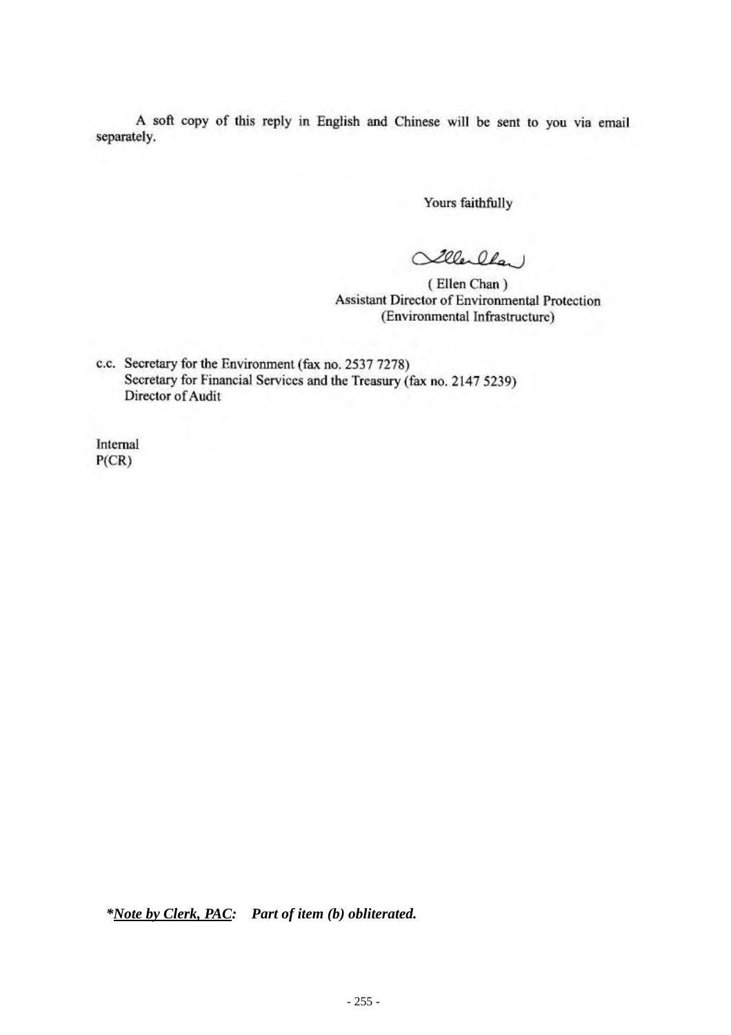A soft copy of this reply in English and Chinese will be sent to you via email separately.

Yours faithfully

( Ellen Chan )
Assistant Director of Environmental Protection
(Environmental Infrastructure)

c.c. Secretary for the Environment (fax no. 2537 7278)
Secretary for Financial Services and the Treasury (fax no. 2147 5239)
Director of Audit

Internal
P(CR)

***Note by Clerk, PAC:** **Part of item (b) obliterated.***